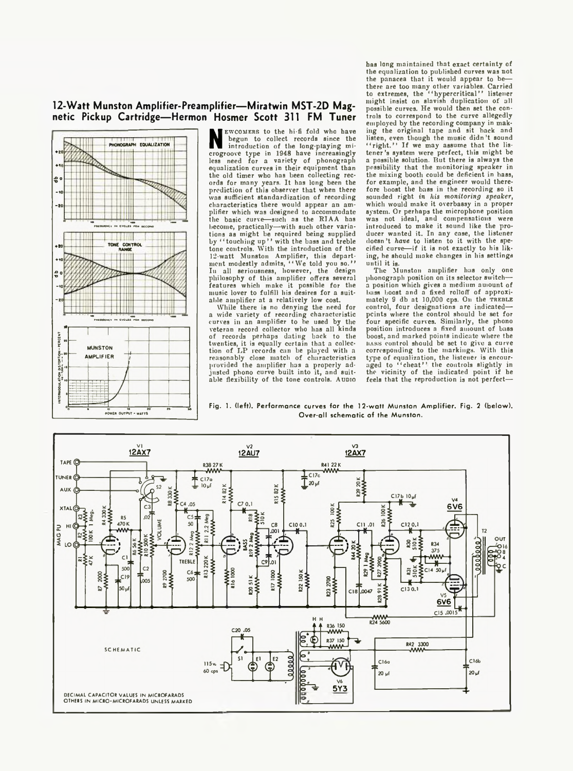## 12-Watt Munston Amplifier-Preamplifier—Miratwin MST-2D Magnetic Pickup Cartridge—Hermon Hosmer Scott 311 FM Tuner

Newcomers to the hi-fi fold who have begun to collect records since the introduction of the long-playing microgroove type in 1948 have increasingly less need for a variety of phonograph equalization curves in their equipment than the old timer who has been collecting records for many years. It has long been the prediction of this observer that when there was sufficient standardization of recording characteristics there would appear an amplifier which was designed to accommodate the basic curve—such as the RIAA has become, practically—with such other variations as might be required being supplied by "touching up" with the bass and treble tone controls. With the introduction of the 12-watt Munston Amplifier, this department modestly admits, "We told you so." In all seriousness, however, the design philosophy of this amplifier offers several features which make it possible for the music lover to fulfill his desires for a suitable amplifier at a relatively low cost.

While there is no denying the need for a wide variety of recording characteristic curves in an amplifier to be used by the veteran record collector who has all kinds of records perhaps dating back to the twenties, it is equally certain that a collection of LP records can be played with a reasonably close match of characteristics provided the amplifier has a properly adjusted phono curve built into it, and suitable flexibility of the tone controls. AUDIO has long maintained that exact certainty of the equalization to published curves was not the panacea that it would appear to be—there are too many other variables. Carried to extremes, the "hypercritical" listener might insist on slavish duplication of all possible curves. He would then set the controls to correspond to the curve allegedly employed by the recording company in making the original tape and sit back and listen, even though the music didn't sound "right." If we may assume that the listener's system were perfect, this might be a possible solution. But there is always the possibility that the monitoring speaker in the mixing booth could be deficient in bass, for example, and the engineer would therefore boost the bass in the recording so it sounded right *in his monitoring speaker*, which would make it overbassy in a proper system. Or perhaps the microphone position was not ideal, and compensations were introduced to make it sound like the producer wanted it. In any case, the listener doesn't *have* to listen to it with the specified curve—if it is not exactly to his liking, he should make changes in his settings until it is.

The Munston amplifier has only one phonograph position on its selector switch—a position which gives a medium amount of bass boost and a fixed rolloff of approximately 9 db at 10,000 cps. On the TREBLE control, four designations are indicated—points where the control should be set for four specific curves. Similarly, the phono position introduces a fixed amount of bass boost, and marked points indicate where the BASS control should be set to give a curve corresponding to the markings. With this type of equalization, the listener is encouraged to "cheat" the controls slightly in the vicinity of the indicated point if he feels that the reproduction is not perfect—

Fig. 1. (left). Performance curves for the 12-watt Munston Amplifier. Fig. 2 (below). Over-all schematic of the Munston.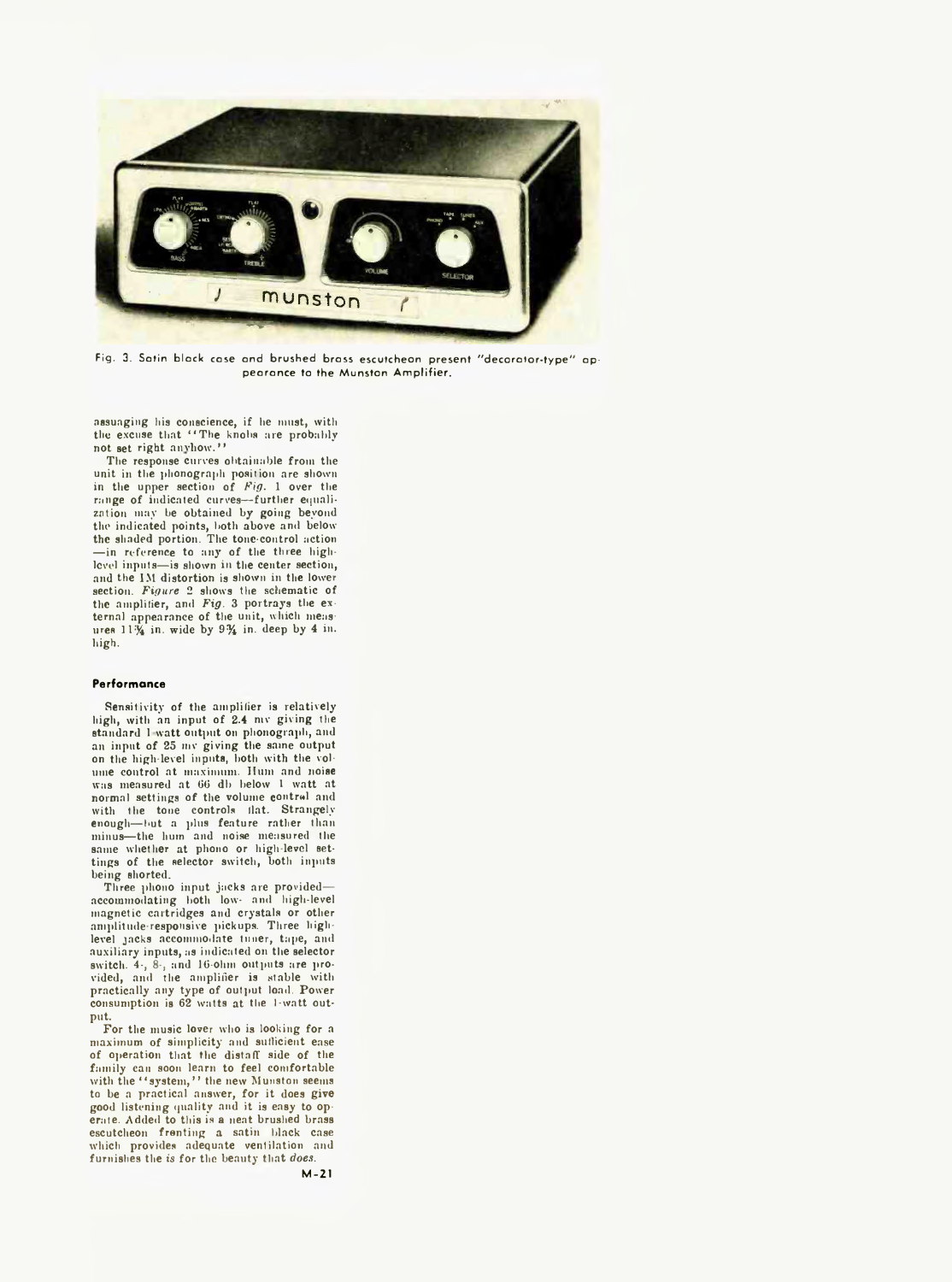Fig. 3. Satin black case and brushed brass escutcheon present "decorator-type" appearance to the Munston Amplifier.

assuaging his conscience, if he must, with the excuse that "The knobs are probably not set right anyhow."

The response curves obtainable from the unit in the phonograph position are shown in the upper section of *Fig.* 1 over the range of indicated curves—further equalization may be obtained by going beyond the indicated points, both above and below the shaded portion. The tone-control action —in reference to any of the three high-level inputs—is shown in the center section, and the IM distortion is shown in the lower section. *Figure* 2 shows the schematic of the amplifier, and *Fig.* 3 portrays the external appearance of the unit, which measures 11¾ in. wide by 9¾ in. deep by 4 in. high.

### Performance

Sensitivity of the amplifier is relatively high, with an input of 2.4 mv giving the standard 1-watt output on phonograph, and an input of 25 mv giving the same output on the high-level inputs, both with the volume control at maximum. Hum and noise was measured at 66 db below 1 watt at normal settings of the volume control and with the tone controls flat. Strangely enough—but a plus feature rather than minus—the hum and noise measured the same whether at phono or high-level settings of the selector switch, both inputs being shorted.

Three phono input jacks are provided—accommodating both low- and high-level magnetic cartridges and crystals or other amplitude-responsive pickups. Three high-level jacks accommodate tuner, tape, and auxiliary inputs, as indicated on the selector switch. 4-, 8-, and 16-ohm outputs are provided, and the amplifier is stable with practically any type of output load. Power consumption is 62 watts at the 1-watt output.

For the music lover who is looking for a maximum of simplicity and sufficient ease of operation that the distaff side of the family can soon learn to feel comfortable with the "system," the new Munston seems to be a practical answer, for it does give good listening quality and it is easy to operate. Added to this is a neat brushed brass escutcheon fronting a satin black case which provides adequate ventilation and furnishes the *is* for the beauty that *does*.